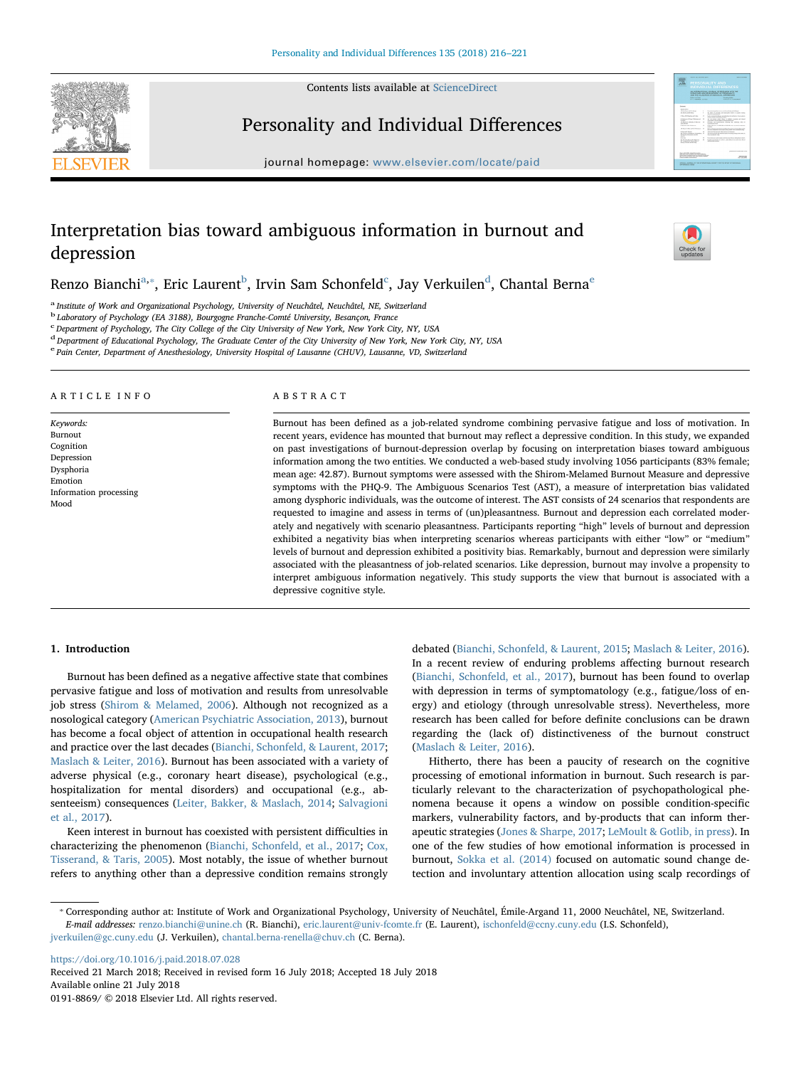# Interpretation bias toward ambiguous information in burnout and depression

Renzo Bianchi[a,*], Eric Laurent[b], Irvin Sam Schonfeld[c], Jay Verkuilen[d], Chantal Berna[e]

[a] Institute of Work and Organizational Psychology, University of Neuchâtel, Neuchâtel, NE, Switzerland
[b] Laboratory of Psychology (EA 3188), Bourgogne Franche-Comté University, Besançon, France
[c] Department of Psychology, The City College of the City University of New York, New York, NY, USA
[d] Department of Educational Psychology, The Graduate Center of the City University of New York, New York City, NY, USA
[e] Pain Center, Department of Anesthesiology, University Hospital of Lausanne (CHUV), Lausanne, VD, Switzerland

## ARTICLE INFO

*Keywords:*
Burnout
Cognition
Depression
Dysphoria
Emotion
Information processing
Mood

## ABSTRACT

Burnout has been defined as a job-related syndrome combining pervasive fatigue and loss of motivation. In recent years, evidence has mounted that burnout may reflect a depressive condition. In this study, we expanded on past investigations of burnout-depression overlap by focusing on interpretation biases toward ambiguous information among the two entities. We conducted a web-based study involving 1056 participants (83% female; mean age: 42.87). Burnout symptoms were assessed with the Shirom-Melamed Burnout Measure and depressive symptoms with the PHQ-9. The Ambiguous Scenarios Test (AST), a measure of interpretation bias validated among dysphoric individuals, was the outcome of interest. The AST consists of 24 scenarios that respondents are requested to imagine and assess in terms of (un)pleasantness. Burnout and depression each correlated moderately and negatively with scenario pleasantness. Participants reporting "high" levels of burnout and depression exhibited a negativity bias when interpreting scenarios whereas participants with either "low" or "medium" levels of burnout and depression exhibited a positivity bias. Remarkably, burnout and depression were similarly associated with the pleasantness of job-related scenarios. Like depression, burnout may involve a propensity to interpret ambiguous information negatively. This study supports the view that burnout is associated with a depressive cognitive style.

## 1. Introduction

Burnout has been defined as a negative affective state that combines pervasive fatigue and loss of motivation and results from unresolvable job stress (Shirom & Melamed, 2006). Although not recognized as a nosological category (American Psychiatric Association, 2013), burnout has become a focal object of attention in occupational health research and practice over the last decades (Bianchi, Schonfeld, & Laurent, 2017; Maslach & Leiter, 2016). Burnout has been associated with a variety of adverse physical (e.g., coronary heart disease), psychological (e.g., hospitalization for mental disorders) and occupational (e.g., absenteeism) consequences (Leiter, Bakker, & Maslach, 2014; Salvagioni et al., 2017).

Keen interest in burnout has coexisted with persistent difficulties in characterizing the phenomenon (Bianchi, Schonfeld, et al., 2017; Cox, Tisserand, & Taris, 2005). Most notably, the issue of whether burnout refers to anything other than a depressive condition remains strongly debated (Bianchi, Schonfeld, & Laurent, 2015; Maslach & Leiter, 2016). In a recent review of enduring problems affecting burnout research (Bianchi, Schonfeld, et al., 2017), burnout has been found to overlap with depression in terms of symptomatology (e.g., fatigue/loss of energy) and etiology (through unresolvable stress). Nevertheless, more research has been called for before definite conclusions can be drawn regarding the (lack of) distinctiveness of the burnout construct (Maslach & Leiter, 2016).

Hitherto, there has been a paucity of research on the cognitive processing of emotional information in burnout. Such research is particularly relevant to the characterization of psychopathological phenomena because it opens a window on possible condition-specific markers, vulnerability factors, and by-products that can inform therapeutic strategies (Jones & Sharpe, 2017; LeMoult & Gotlib, in press). In one of the few studies of how emotional information is processed in burnout, Sokka et al. (2014) focused on automatic sound change detection and involuntary attention allocation using scalp recordings of

* Corresponding author at: Institute of Work and Organizational Psychology, University of Neuchâtel, Émile-Argand 11, 2000 Neuchâtel, NE, Switzerland.
*E-mail addresses:* renzo.bianchi@unine.ch (R. Bianchi), eric.laurent@univ-fcomte.fr (E. Laurent), ischonfeld@ccny.cuny.edu (I.S. Schonfeld), jverkuilen@gc.cuny.edu (J. Verkuilen), chantal.berna-renella@chuv.ch (C. Berna).

https://doi.org/10.1016/j.paid.2018.07.028
Received 21 March 2018; Received in revised form 16 July 2018; Accepted 18 July 2018
Available online 21 July 2018
0191-8869/ © 2018 Elsevier Ltd. All rights reserved.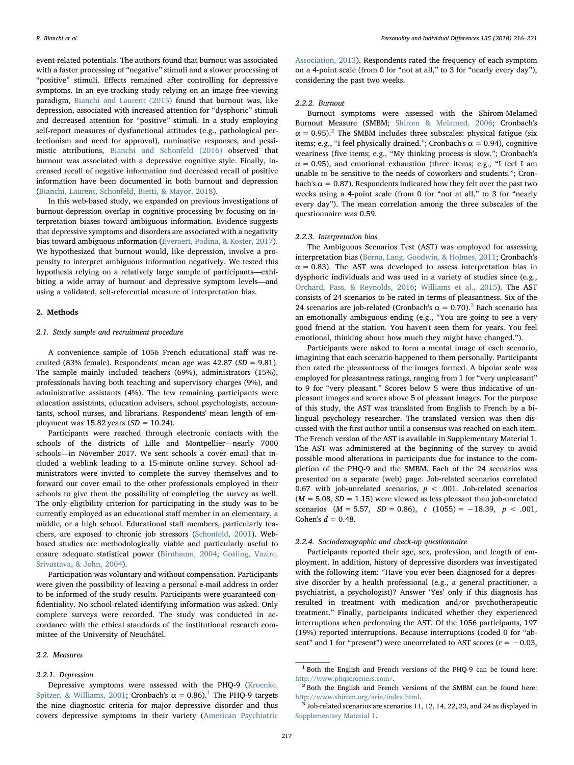event-related potentials. The authors found that burnout was associated with a faster processing of "negative" stimuli and a slower processing of "positive" stimuli. Effects remained after controlling for depressive symptoms. In an eye-tracking study relying on an image free-viewing paradigm, Bianchi and Laurent (2015) found that burnout was, like depression, associated with increased attention for "dysphoric" stimuli and decreased attention for "positive" stimuli. In a study employing self-report measures of dysfunctional attitudes (e.g., pathological perfectionism and need for approval), ruminative responses, and pessimistic attributions, Bianchi and Schonfeld (2016) observed that burnout was associated with a depressive cognitive style. Finally, increased recall of negative information and decreased recall of positive information have been documented in both burnout and depression (Bianchi, Laurent, Schonfeld, Bietti, & Mayor, 2018).

In this web-based study, we expanded on previous investigations of burnout-depression overlap in cognitive processing by focusing on interpretation biases toward ambiguous information. Evidence suggests that depressive symptoms and disorders are associated with a negativity bias toward ambiguous information (Everaert, Podina, & Koster, 2017). We hypothesized that burnout would, like depression, involve a propensity to interpret ambiguous information negatively. We tested this hypothesis relying on a relatively large sample of participants—exhibiting a wide array of burnout and depressive symptom levels—and using a validated, self-referential measure of interpretation bias.

## 2. Methods

### 2.1. Study sample and recruitment procedure

A convenience sample of 1056 French educational staff was recruited (83% female). Respondents' mean age was 42.87 ($SD = 9.81$). The sample mainly included teachers (69%), administrators (15%), professionals having both teaching and supervisory charges (9%), and administrative assistants (4%). The few remaining participants were education assistants, education advisers, school psychologists, accountants, school nurses, and librarians. Respondents' mean length of employment was 15.82 years ($SD = 10.24$).

Participants were reached through electronic contacts with the schools of the districts of Lille and Montpellier—nearly 7000 schools—in November 2017. We sent schools a cover email that included a weblink leading to a 15-minute online survey. School administrators were invited to complete the survey themselves and to forward our cover email to the other professionals employed in their schools to give them the possibility of completing the survey as well. The only eligibility criterion for participating in the study was to be currently employed as an educational staff member in an elementary, a middle, or a high school. Educational staff members, particularly teachers, are exposed to chronic job stressors (Schonfeld, 2001). Web-based studies are methodologically viable and particularly useful to ensure adequate statistical power (Birnbaum, 2004; Gosling, Vazire, Srivastava, & John, 2004).

Participation was voluntary and without compensation. Participants were given the possibility of leaving a personal e-mail address in order to be informed of the study results. Participants were guaranteed confidentiality. No school-related identifying information was asked. Only complete surveys were recorded. The study was conducted in accordance with the ethical standards of the institutional research committee of the University of Neuchâtel.

### 2.2. Measures

#### 2.2.1. Depression

Depressive symptoms were assessed with the PHQ-9 (Kroenke, Spitzer, & Williams, 2001; Cronbach's $\alpha = 0.86$).[1] The PHQ-9 targets the nine diagnostic criteria for major depressive disorder and thus covers depressive symptoms in their variety (American Psychiatric Association, 2013). Respondents rated the frequency of each symptom on a 4-point scale (from 0 for "not at all," to 3 for "nearly every day"), considering the past two weeks.

#### 2.2.2. Burnout

Burnout symptoms were assessed with the Shirom-Melamed Burnout Measure (SMBM; Shirom & Melamed, 2006; Cronbach's $\alpha = 0.95$).[2] The SMBM includes three subscales: physical fatigue (six items; e.g., "I feel physically drained."; Cronbach's $\alpha = 0.94$), cognitive weariness (five items; e.g., "My thinking process is slow."; Cronbach's $\alpha = 0.95$), and emotional exhaustion (three items; e.g., "I feel I am unable to be sensitive to the needs of coworkers and students."; Cronbach's $\alpha = 0.87$). Respondents indicated how they felt over the past two weeks using a 4-point scale (from 0 for "not at all," to 3 for "nearly every day"). The mean correlation among the three subscales of the questionnaire was 0.59.

#### 2.2.3. Interpretation bias

The Ambiguous Scenarios Test (AST) was employed for assessing interpretation bias (Berna, Lang, Goodwin, & Holmes, 2011; Cronbach's $\alpha = 0.83$). The AST was developed to assess interpretation bias in dysphoric individuals and was used in a variety of studies since (e.g., Orchard, Pass, & Reynolds, 2016; Williams et al., 2015). The AST consists of 24 scenarios to be rated in terms of pleasantness. Six of the 24 scenarios are job-related (Cronbach's $\alpha = 0.70$).[3] Each scenario has an emotionally ambiguous ending (e.g., "You are going to see a very good friend at the station. You haven't seen them for years. You feel emotional, thinking about how much they might have changed.").

Participants were asked to form a mental image of each scenario, imagining that each scenario happened to them personally. Participants then rated the pleasantness of the images formed. A bipolar scale was employed for pleasantness ratings, ranging from 1 for "very unpleasant" to 9 for "very pleasant." Scores below 5 were thus indicative of unpleasant images and scores above 5 of pleasant images. For the purpose of this study, the AST was translated from English to French by a bilingual psychology researcher. The translated version was then discussed with the first author until a consensus was reached on each item. The French version of the AST is available in Supplementary Material 1. The AST was administered at the beginning of the survey to avoid possible mood alterations in participants due for instance to the completion of the PHQ-9 and the SMBM. Each of the 24 scenarios was presented on a separate (web) page. Job-related scenarios correlated 0.67 with job-unrelated scenarios, $p < .001$. Job-related scenarios ($M = 5.08$, $SD = 1.15$) were viewed as less pleasant than job-unrelated scenarios ($M = 5.57$, $SD = 0.86$), $t\ (1055) = -18.39$, $p < .001$, Cohen's $d = 0.48$.

#### 2.2.4. Sociodemographic and check-up questionnaire

Participants reported their age, sex, profession, and length of employment. In addition, history of depressive disorders was investigated with the following item: "Have you ever been diagnosed for a depressive disorder by a health professional (e.g., a general practitioner, a psychiatrist, a psychologist)? Answer 'Yes' only if this diagnosis has resulted in treatment with medication and/or psychotherapeutic treatment." Finally, participants indicated whether they experienced interruptions when performing the AST. Of the 1056 participants, 197 (19%) reported interruptions. Because interruptions (coded 0 for "absent" and 1 for "present") were uncorrelated to AST scores ($r = -0.03$,

---

[1] Both the English and French versions of the PHQ-9 can be found here: http://www.phqscreeners.com/.

[2] Both the English and French versions of the SMBM can be found here: http://www.shirom.org/arie/index.html.

[3] Job-related scenarios are scenarios 11, 12, 14, 22, 23, and 24 as displayed in Supplementary Material 1.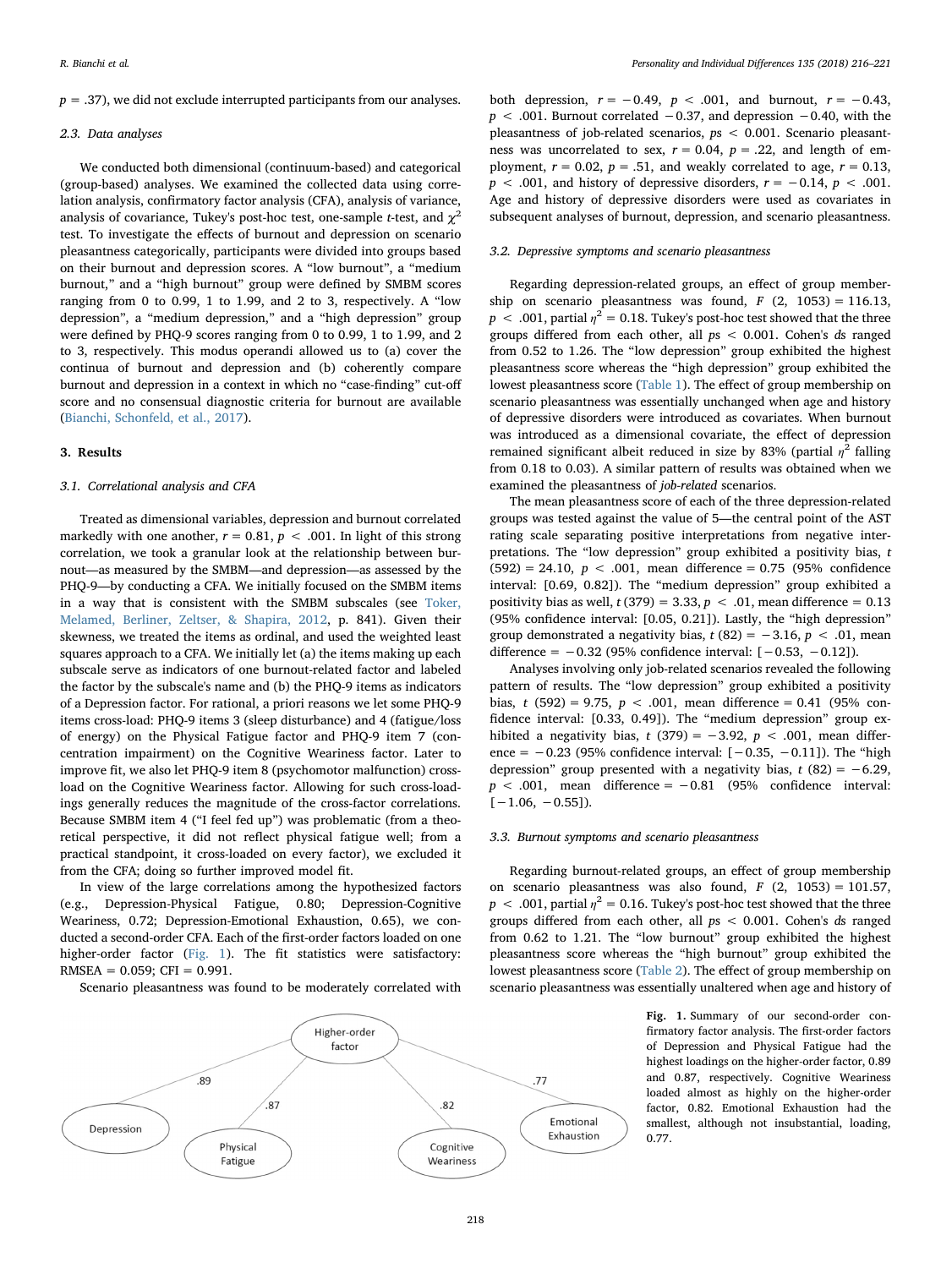p = .37), we did not exclude interrupted participants from our analyses.

### 2.3. Data analyses

We conducted both dimensional (continuum-based) and categorical (group-based) analyses. We examined the collected data using correlation analysis, confirmatory factor analysis (CFA), analysis of variance, analysis of covariance, Tukey's post-hoc test, one-sample *t*-test, and $\chi^2$ test. To investigate the effects of burnout and depression on scenario pleasantness categorically, participants were divided into groups based on their burnout and depression scores. A "low burnout", a "medium burnout," and a "high burnout" group were defined by SMBM scores ranging from 0 to 0.99, 1 to 1.99, and 2 to 3, respectively. A "low depression", a "medium depression," and a "high depression" group were defined by PHQ-9 scores ranging from 0 to 0.99, 1 to 1.99, and 2 to 3, respectively. This modus operandi allowed us to (a) cover the continua of burnout and depression and (b) coherently compare burnout and depression in a context in which no "case-finding" cut-off score and no consensual diagnostic criteria for burnout are available (Bianchi, Schonfeld, et al., 2017).

## 3. Results

### 3.1. Correlational analysis and CFA

Treated as dimensional variables, depression and burnout correlated markedly with one another, $r = 0.81$, $p < .001$. In light of this strong correlation, we took a granular look at the relationship between burnout—as measured by the SMBM—and depression—as assessed by the PHQ-9—by conducting a CFA. We initially focused on the SMBM items in a way that is consistent with the SMBM subscales (see Toker, Melamed, Berliner, Zeltser, & Shapira, 2012, p. 841). Given their skewness, we treated the items as ordinal, and used the weighted least squares approach to a CFA. We initially let (a) the items making up each subscale serve as indicators of one burnout-related factor and labeled the factor by the subscale's name and (b) the PHQ-9 items as indicators of a Depression factor. For rational, a priori reasons we let some PHQ-9 items cross-load: PHQ-9 items 3 (sleep disturbance) and 4 (fatigue/loss of energy) on the Physical Fatigue factor and PHQ-9 item 7 (concentration impairment) on the Cognitive Weariness factor. Later to improve fit, we also let PHQ-9 item 8 (psychomotor malfunction) cross-load on the Cognitive Weariness factor. Allowing for such cross-loadings generally reduces the magnitude of the cross-factor correlations. Because SMBM item 4 ("I feel fed up") was problematic (from a theoretical perspective, it did not reflect physical fatigue well; from a practical standpoint, it cross-loaded on every factor), we excluded it from the CFA; doing so further improved model fit.

In view of the large correlations among the hypothesized factors (e.g., Depression-Physical Fatigue, 0.80; Depression-Cognitive Weariness, 0.72; Depression-Emotional Exhaustion, 0.65), we conducted a second-order CFA. Each of the first-order factors loaded on one higher-order factor (Fig. 1). The fit statistics were satisfactory: RMSEA = 0.059; CFI = 0.991.

Scenario pleasantness was found to be moderately correlated with both depression, $r = -0.49$, $p < .001$, and burnout, $r = -0.43$, $p < .001$. Burnout correlated −0.37, and depression −0.40, with the pleasantness of job-related scenarios, $ps < 0.001$. Scenario pleasantness was uncorrelated to sex, $r = 0.04$, $p = .22$, and length of employment, $r = 0.02$, $p = .51$, and weakly correlated to age, $r = 0.13$, $p < .001$, and history of depressive disorders, $r = -0.14$, $p < .001$. Age and history of depressive disorders were used as covariates in subsequent analyses of burnout, depression, and scenario pleasantness.

### 3.2. Depressive symptoms and scenario pleasantness

Regarding depression-related groups, an effect of group membership on scenario pleasantness was found, $F(2, 1053) = 116.13$, $p < .001$, partial $\eta^2 = 0.18$. Tukey's post-hoc test showed that the three groups differed from each other, all $ps < 0.001$. Cohen's *d*s ranged from 0.52 to 1.26. The "low depression" group exhibited the highest pleasantness score whereas the "high depression" group exhibited the lowest pleasantness score (Table 1). The effect of group membership on scenario pleasantness was essentially unchanged when age and history of depressive disorders were introduced as covariates. When burnout was introduced as a dimensional covariate, the effect of depression remained significant albeit reduced in size by 83% (partial $\eta^2$ falling from 0.18 to 0.03). A similar pattern of results was obtained when we examined the pleasantness of *job-related* scenarios.

The mean pleasantness score of each of the three depression-related groups was tested against the value of 5—the central point of the AST rating scale separating positive interpretations from negative interpretations. The "low depression" group exhibited a positivity bias, $t(592) = 24.10$, $p < .001$, mean difference = 0.75 (95% confidence interval: [0.69, 0.82]). The "medium depression" group exhibited a positivity bias as well, $t(379) = 3.33$, $p < .01$, mean difference = 0.13 (95% confidence interval: [0.05, 0.21]). Lastly, the "high depression" group demonstrated a negativity bias, $t(82) = -3.16$, $p < .01$, mean difference = −0.32 (95% confidence interval: [−0.53, −0.12]).

Analyses involving only job-related scenarios revealed the following pattern of results. The "low depression" group exhibited a positivity bias, $t(592) = 9.75$, $p < .001$, mean difference = 0.41 (95% confidence interval: [0.33, 0.49]). The "medium depression" group exhibited a negativity bias, $t(379) = -3.92$, $p < .001$, mean difference = −0.23 (95% confidence interval: [−0.35, −0.11]). The "high depression" group presented with a negativity bias, $t(82) = -6.29$, $p < .001$, mean difference = −0.81 (95% confidence interval: [−1.06, −0.55]).

### 3.3. Burnout symptoms and scenario pleasantness

Regarding burnout-related groups, an effect of group membership on scenario pleasantness was also found, $F(2, 1053) = 101.57$, $p < .001$, partial $\eta^2 = 0.16$. Tukey's post-hoc test showed that the three groups differed from each other, all $ps < 0.001$. Cohen's *d*s ranged from 0.62 to 1.21. The "low burnout" group exhibited the highest pleasantness score whereas the "high burnout" group exhibited the lowest pleasantness score (Table 2). The effect of group membership on scenario pleasantness was essentially unaltered when age and history of

**Fig. 1.** Summary of our second-order confirmatory factor analysis. The first-order factors of Depression and Physical Fatigue had the highest loadings on the higher-order factor, 0.89 and 0.87, respectively. Cognitive Weariness loaded almost as highly on the higher-order factor, 0.82. Emotional Exhaustion had the smallest, although not insubstantial, loading, 0.77.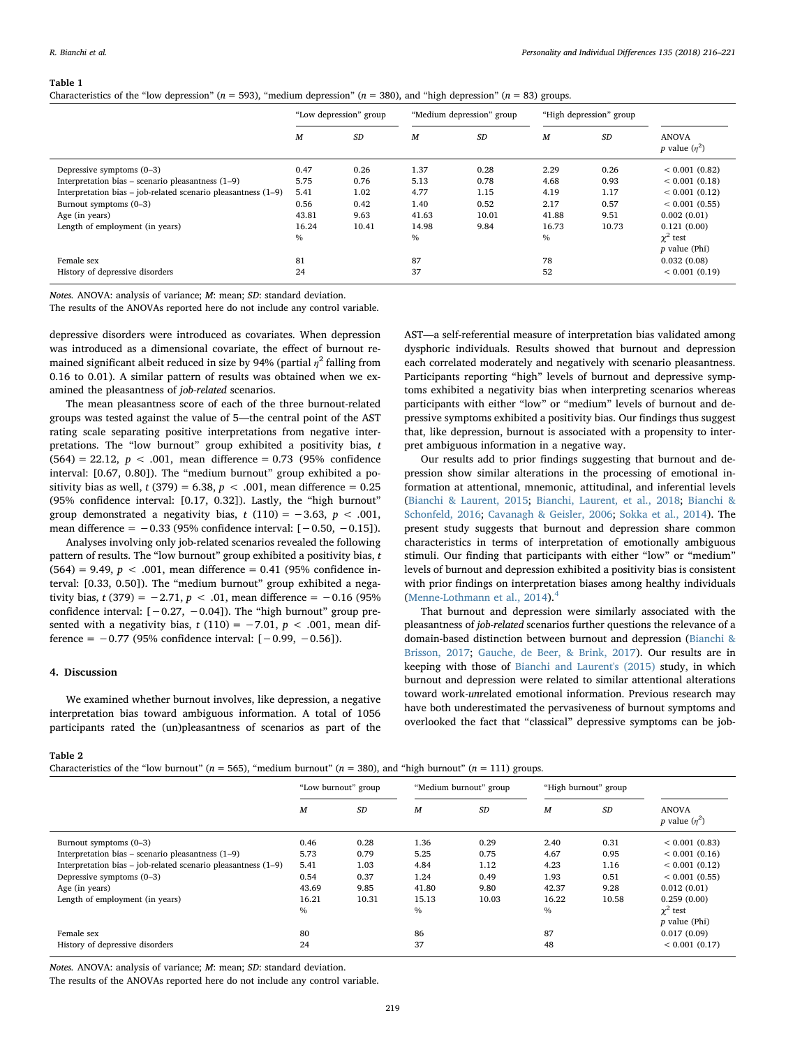**Table 1**
Characteristics of the "low depression" ($n = 593$), "medium depression" ($n = 380$), and "high depression" ($n = 83$) groups.

| | "Low depression" group | | "Medium depression" group | | "High depression" group | | |
|---|---|---|---|---|---|---|---|
| | *M* | *SD* | *M* | *SD* | *M* | *SD* | ANOVA *p* value ($\eta^2$) |
| Depressive symptoms (0–3) | 0.47 | 0.26 | 1.37 | 0.28 | 2.29 | 0.26 | < 0.001 (0.82) |
| Interpretation bias – scenario pleasantness (1–9) | 5.75 | 0.76 | 5.13 | 0.78 | 4.68 | 0.93 | < 0.001 (0.18) |
| Interpretation bias – job-related scenario pleasantness (1–9) | 5.41 | 1.02 | 4.77 | 1.15 | 4.19 | 1.17 | < 0.001 (0.12) |
| Burnout symptoms (0–3) | 0.56 | 0.42 | 1.40 | 0.52 | 2.17 | 0.57 | < 0.001 (0.55) |
| Age (in years) | 43.81 | 9.63 | 41.63 | 10.01 | 41.88 | 9.51 | 0.002 (0.01) |
| Length of employment (in years) | 16.24 | 10.41 | 14.98 | 9.84 | 16.73 | 10.73 | 0.121 (0.00) |
| | % | | % | | % | | $\chi^2$ test *p* value (Phi) |
| Female sex | 81 | | 87 | | 78 | | 0.032 (0.08) |
| History of depressive disorders | 24 | | 37 | | 52 | | < 0.001 (0.19) |

*Notes.* ANOVA: analysis of variance; *M*: mean; *SD*: standard deviation.
The results of the ANOVAs reported here do not include any control variable.

depressive disorders were introduced as covariates. When depression was introduced as a dimensional covariate, the effect of burnout remained significant albeit reduced in size by 94% (partial $\eta^2$ falling from 0.16 to 0.01). A similar pattern of results was obtained when we examined the pleasantness of *job-related* scenarios.

The mean pleasantness score of each of the three burnout-related groups was tested against the value of 5—the central point of the AST rating scale separating positive interpretations from negative interpretations. The "low burnout" group exhibited a positivity bias, $t(564) = 22.12$, $p < .001$, mean difference = 0.73 (95% confidence interval: [0.67, 0.80]). The "medium burnout" group exhibited a positivity bias as well, $t(379) = 6.38$, $p < .001$, mean difference = 0.25 (95% confidence interval: [0.17, 0.32]). Lastly, the "high burnout" group demonstrated a negativity bias, $t(110) = -3.63$, $p < .001$, mean difference = $-0.33$ (95% confidence interval: [$-0.50$, $-0.15$]).

Analyses involving only job-related scenarios revealed the following pattern of results. The "low burnout" group exhibited a positivity bias, $t(564) = 9.49$, $p < .001$, mean difference = 0.41 (95% confidence interval: [0.33, 0.50]). The "medium burnout" group exhibited a negativity bias, $t(379) = -2.71$, $p < .01$, mean difference = $-0.16$ (95% confidence interval: [$-0.27$, $-0.04$]). The "high burnout" group presented with a negativity bias, $t(110) = -7.01$, $p < .001$, mean difference = $-0.77$ (95% confidence interval: [$-0.99$, $-0.56$]).

## 4. Discussion

We examined whether burnout involves, like depression, a negative interpretation bias toward ambiguous information. A total of 1056 participants rated the (un)pleasantness of scenarios as part of the AST—a self-referential measure of interpretation bias validated among dysphoric individuals. Results showed that burnout and depression each correlated moderately and negatively with scenario pleasantness. Participants reporting "high" levels of burnout and depressive symptoms exhibited a negativity bias when interpreting scenarios whereas participants with either "low" or "medium" levels of burnout and depressive symptoms exhibited a positivity bias. Our findings thus suggest that, like depression, burnout is associated with a propensity to interpret ambiguous information in a negative way.

Our results add to prior findings suggesting that burnout and depression show similar alterations in the processing of emotional information at attentional, mnemonic, attitudinal, and inferential levels (Bianchi & Laurent, 2015; Bianchi, Laurent, et al., 2018; Bianchi & Schonfeld, 2016; Cavanagh & Geisler, 2006; Sokka et al., 2014). The present study suggests that burnout and depression share common characteristics in terms of interpretation of emotionally ambiguous stimuli. Our finding that participants with either "low" or "medium" levels of burnout and depression exhibited a positivity bias is consistent with prior findings on interpretation biases among healthy individuals (Menne-Lothmann et al., 2014).[4]

That burnout and depression were similarly associated with the pleasantness of *job-related* scenarios further questions the relevance of a domain-based distinction between burnout and depression (Bianchi & Brisson, 2017; Gauche, de Beer, & Brink, 2017). Our results are in keeping with those of Bianchi and Laurent's (2015) study, in which burnout and depression were related to similar attentional alterations toward work-*un*related emotional information. Previous research may have both underestimated the pervasiveness of burnout symptoms and overlooked the fact that "classical" depressive symptoms can be job-

**Table 2**
Characteristics of the "low burnout" ($n = 565$), "medium burnout" ($n = 380$), and "high burnout" ($n = 111$) groups.

| | "Low burnout" group | | "Medium burnout" group | | "High burnout" group | | |
|---|---|---|---|---|---|---|---|
| | *M* | *SD* | *M* | *SD* | *M* | *SD* | ANOVA *p* value ($\eta^2$) |
| Burnout symptoms (0–3) | 0.46 | 0.28 | 1.36 | 0.29 | 2.40 | 0.31 | < 0.001 (0.83) |
| Interpretation bias – scenario pleasantness (1–9) | 5.73 | 0.79 | 5.25 | 0.75 | 4.67 | 0.95 | < 0.001 (0.16) |
| Interpretation bias – job-related scenario pleasantness (1–9) | 5.41 | 1.03 | 4.84 | 1.12 | 4.23 | 1.16 | < 0.001 (0.12) |
| Depressive symptoms (0–3) | 0.54 | 0.37 | 1.24 | 0.49 | 1.93 | 0.51 | < 0.001 (0.55) |
| Age (in years) | 43.69 | 9.85 | 41.80 | 9.80 | 42.37 | 9.28 | 0.012 (0.01) |
| Length of employment (in years) | 16.21 | 10.31 | 15.13 | 10.03 | 16.22 | 10.58 | 0.259 (0.00) |
| | % | | % | | % | | $\chi^2$ test *p* value (Phi) |
| Female sex | 80 | | 86 | | 87 | | 0.017 (0.09) |
| History of depressive disorders | 24 | | 37 | | 48 | | < 0.001 (0.17) |

*Notes.* ANOVA: analysis of variance; *M*: mean; *SD*: standard deviation.
The results of the ANOVAs reported here do not include any control variable.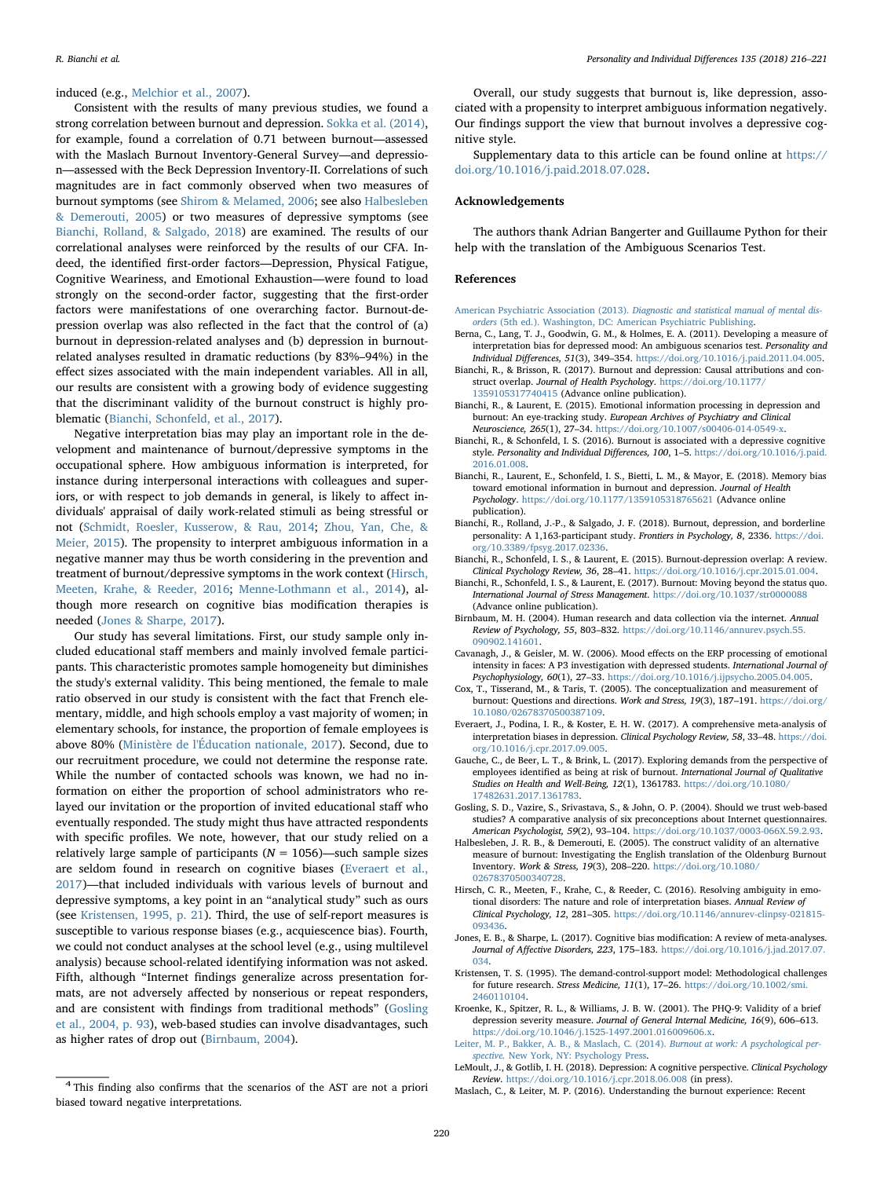induced (e.g., Melchior et al., 2007).

Consistent with the results of many previous studies, we found a strong correlation between burnout and depression. Sokka et al. (2014), for example, found a correlation of 0.71 between burnout—assessed with the Maslach Burnout Inventory-General Survey—and depression—assessed with the Beck Depression Inventory-II. Correlations of such magnitudes are in fact commonly observed when two measures of burnout symptoms (see Shirom & Melamed, 2006; see also Halbesleben & Demerouti, 2005) or two measures of depressive symptoms (see Bianchi, Rolland, & Salgado, 2018) are examined. The results of our correlational analyses were reinforced by the results of our CFA. Indeed, the identified first-order factors—Depression, Physical Fatigue, Cognitive Weariness, and Emotional Exhaustion—were found to load strongly on the second-order factor, suggesting that the first-order factors were manifestations of one overarching factor. Burnout-depression overlap was also reflected in the fact that the control of (a) burnout in depression-related analyses and (b) depression in burnout-related analyses resulted in dramatic reductions (by 83%–94%) in the effect sizes associated with the main independent variables. All in all, our results are consistent with a growing body of evidence suggesting that the discriminant validity of the burnout construct is highly problematic (Bianchi, Schonfeld, et al., 2017).

Negative interpretation bias may play an important role in the development and maintenance of burnout/depressive symptoms in the occupational sphere. How ambiguous information is interpreted, for instance during interpersonal interactions with colleagues and superiors, or with respect to job demands in general, is likely to affect individuals' appraisal of daily work-related stimuli as being stressful or not (Schmidt, Roesler, Kusserow, & Rau, 2014; Zhou, Yan, Che, & Meier, 2015). The propensity to interpret ambiguous information in a negative manner may thus be worth considering in the prevention and treatment of burnout/depressive symptoms in the work context (Hirsch, Meeten, Krahe, & Reeder, 2016; Menne-Lothmann et al., 2014), although more research on cognitive bias modification therapies is needed (Jones & Sharpe, 2017).

Our study has several limitations. First, our study sample only included educational staff members and mainly involved female participants. This characteristic promotes sample homogeneity but diminishes the study's external validity. This being mentioned, the female to male ratio observed in our study is consistent with the fact that French elementary, middle, and high schools employ a vast majority of women; in elementary schools, for instance, the proportion of female employees is above 80% (Ministère de l'Éducation nationale, 2017). Second, due to our recruitment procedure, we could not determine the response rate. While the number of contacted schools was known, we had no information on either the proportion of school administrators who relayed our invitation or the proportion of invited educational staff who eventually responded. The study might thus have attracted respondents with specific profiles. We note, however, that our study relied on a relatively large sample of participants ($N = 1056$)—such sample sizes are seldom found in research on cognitive biases (Everaert et al., 2017)—that included individuals with various levels of burnout and depressive symptoms, a key point in an "analytical study" such as ours (see Kristensen, 1995, p. 21). Third, the use of self-report measures is susceptible to various response biases (e.g., acquiescence bias). Fourth, we could not conduct analyses at the school level (e.g., using multilevel analysis) because school-related identifying information was not asked. Fifth, although "Internet findings generalize across presentation formats, are not adversely affected by nonserious or repeat responders, and are consistent with findings from traditional methods" (Gosling et al., 2004, p. 93), web-based studies can involve disadvantages, such as higher rates of drop out (Birnbaum, 2004).

[4] This finding also confirms that the scenarios of the AST are not a priori biased toward negative interpretations.

Overall, our study suggests that burnout is, like depression, associated with a propensity to interpret ambiguous information negatively. Our findings support the view that burnout involves a depressive cognitive style.

Supplementary data to this article can be found online at https://doi.org/10.1016/j.paid.2018.07.028.

## Acknowledgements

The authors thank Adrian Bangerter and Guillaume Python for their help with the translation of the Ambiguous Scenarios Test.

## References

American Psychiatric Association (2013). *Diagnostic and statistical manual of mental disorders* (5th ed.). Washington, DC: American Psychiatric Publishing.

Berna, C., Lang, T. J., Goodwin, G. M., & Holmes, E. A. (2011). Developing a measure of interpretation bias for depressed mood: An ambiguous scenarios test. *Personality and Individual Differences, 51*(3), 349–354. https://doi.org/10.1016/j.paid.2011.04.005.

Bianchi, R., & Brisson, R. (2017). Burnout and depression: Causal attributions and construct overlap. *Journal of Health Psychology*. https://doi.org/10.1177/1359105317740415 (Advance online publication).

Bianchi, R., & Laurent, E. (2015). Emotional information processing in depression and burnout: An eye-tracking study. *European Archives of Psychiatry and Clinical Neuroscience, 265*(1), 27–34. https://doi.org/10.1007/s00406-014-0549-x.

Bianchi, R., & Schonfeld, I. S. (2016). Burnout is associated with a depressive cognitive style. *Personality and Individual Differences, 100*, 1–5. https://doi.org/10.1016/j.paid.2016.01.008.

Bianchi, R., Laurent, E., Schonfeld, I. S., Bietti, L. M., & Mayor, E. (2018). Memory bias toward emotional information in burnout and depression. *Journal of Health Psychology*. https://doi.org/10.1177/1359105318765621 (Advance online publication).

Bianchi, R., Rolland, J.-P., & Salgado, J. F. (2018). Burnout, depression, and borderline personality: A 1,163-participant study. *Frontiers in Psychology, 8*, 2336. https://doi.org/10.3389/fpsyg.2017.02336.

Bianchi, R., Schonfeld, I. S., & Laurent, E. (2015). Burnout-depression overlap: A review. *Clinical Psychology Review, 36*, 28–41. https://doi.org/10.1016/j.cpr.2015.01.004.

Bianchi, R., Schonfeld, I. S., & Laurent, E. (2017). Burnout: Moving beyond the status quo. *International Journal of Stress Management*. https://doi.org/10.1037/str0000088 (Advance online publication).

Birnbaum, M. H. (2004). Human research and data collection via the internet. *Annual Review of Psychology, 55*, 803–832. https://doi.org/10.1146/annurev.psych.55.090902.141601.

Cavanagh, J., & Geisler, M. W. (2006). Mood effects on the ERP processing of emotional intensity in faces: A P3 investigation with depressed students. *International Journal of Psychophysiology, 60*(1), 27–33. https://doi.org/10.1016/j.ijpsycho.2005.04.005.

Cox, T., Tisserand, M., & Taris, T. (2005). The conceptualization and measurement of burnout: Questions and directions. *Work and Stress, 19*(3), 187–191. https://doi.org/10.1080/02678370500387109.

Everaert, J., Podina, I. R., & Koster, E. H. W. (2017). A comprehensive meta-analysis of interpretation biases in depression. *Clinical Psychology Review, 58*, 33–48. https://doi.org/10.1016/j.cpr.2017.09.005.

Gauche, C., de Beer, L. T., & Brink, L. (2017). Exploring demands from the perspective of employees identified as being at risk of burnout. *International Journal of Qualitative Studies on Health and Well-Being, 12*(1), 1361783. https://doi.org/10.1080/17482631.2017.1361783.

Gosling, S. D., Vazire, S., Srivastava, S., & John, O. P. (2004). Should we trust web-based studies? A comparative analysis of six preconceptions about Internet questionnaires. *American Psychologist, 59*(2), 93–104. https://doi.org/10.1037/0003-066X.59.2.93.

Halbesleben, J. R. B., & Demerouti, E. (2005). The construct validity of an alternative measure of burnout: Investigating the English translation of the Oldenburg Burnout Inventory. *Work & Stress, 19*(3), 208–220. https://doi.org/10.1080/02678370500340728.

Hirsch, C. R., Meeten, F., Krahe, C., & Reeder, C. (2016). Resolving ambiguity in emotional disorders: The nature and role of interpretation biases. *Annual Review of Clinical Psychology, 12*, 281–305. https://doi.org/10.1146/annurev-clinpsy-021815-093436.

Jones, E. B., & Sharpe, L. (2017). Cognitive bias modification: A review of meta-analyses. *Journal of Affective Disorders, 223*, 175–183. https://doi.org/10.1016/j.jad.2017.07.034.

Kristensen, T. S. (1995). The demand-control-support model: Methodological challenges for future research. *Stress Medicine, 11*(1), 17–26. https://doi.org/10.1002/smi.2460110104.

Kroenke, K., Spitzer, R. L., & Williams, J. B. W. (2001). The PHQ-9: Validity of a brief depression severity measure. *Journal of General Internal Medicine, 16*(9), 606–613. https://doi.org/10.1046/j.1525-1497.2001.016009606.x.

Leiter, M. P., Bakker, A. B., & Maslach, C. (2014). *Burnout at work: A psychological perspective*. New York, NY: Psychology Press.

LeMoult, J., & Gotlib, I. H. (2018). Depression: A cognitive perspective. *Clinical Psychology Review*. https://doi.org/10.1016/j.cpr.2018.06.008 (in press).

Maslach, C., & Leiter, M. P. (2016). Understanding the burnout experience: Recent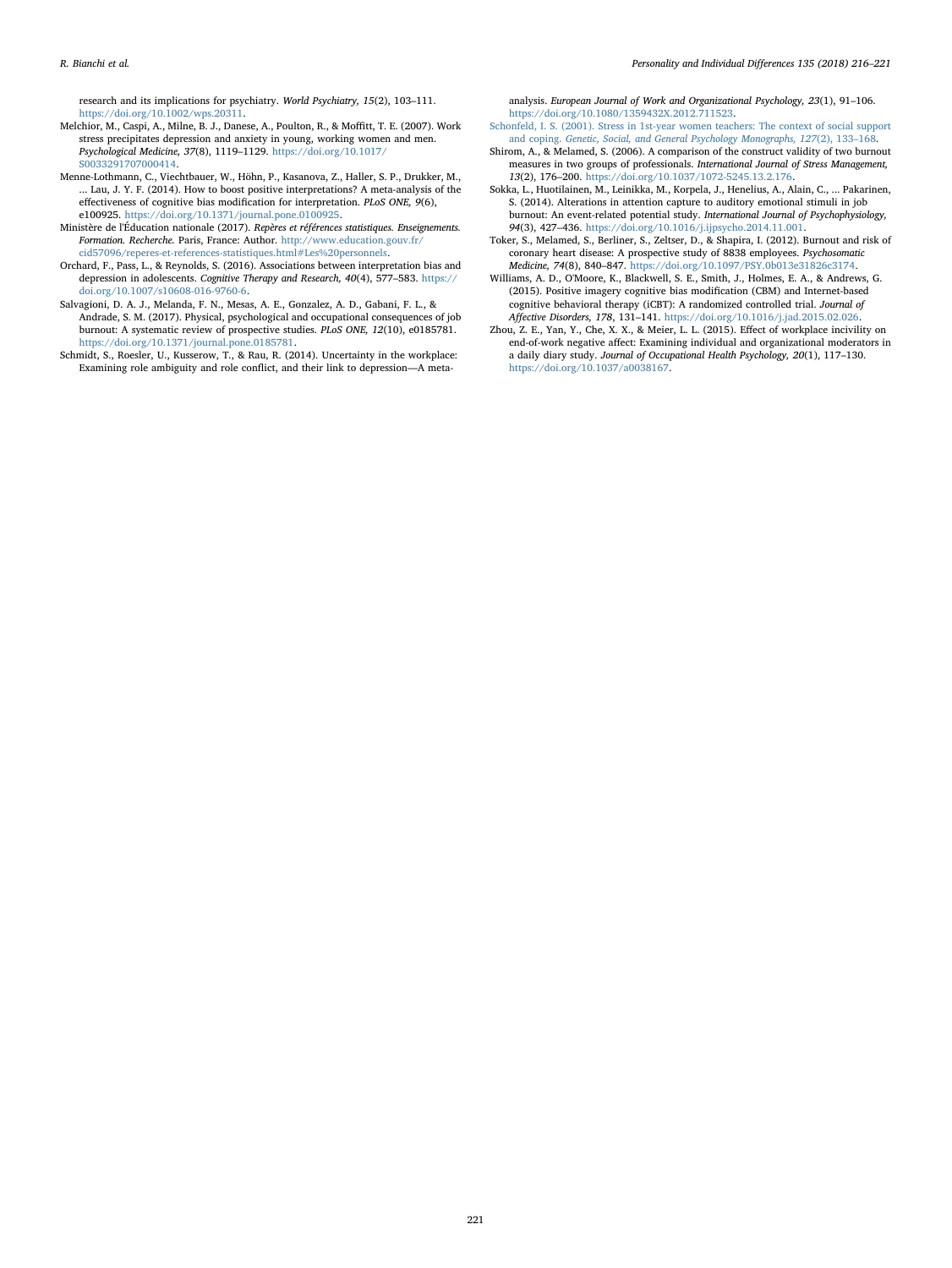research and its implications for psychiatry. *World Psychiatry, 15*(2), 103–111. https://doi.org/10.1002/wps.20311.

Melchior, M., Caspi, A., Milne, B. J., Danese, A., Poulton, R., & Moffitt, T. E. (2007). Work stress precipitates depression and anxiety in young, working women and men. *Psychological Medicine, 37*(8), 1119–1129. https://doi.org/10.1017/S0033291707000414.

Menne-Lothmann, C., Viechtbauer, W., Höhn, P., Kasanova, Z., Haller, S. P., Drukker, M., ... Lau, J. Y. F. (2014). How to boost positive interpretations? A meta-analysis of the effectiveness of cognitive bias modification for interpretation. *PLoS ONE, 9*(6), e100925. https://doi.org/10.1371/journal.pone.0100925.

Ministère de l'Éducation nationale (2017). *Repères et références statistiques. Enseignements. Formation. Recherche.* Paris, France: Author. http://www.education.gouv.fr/cid57096/reperes-et-references-statistiques.html#Les%20personnels.

Orchard, F., Pass, L., & Reynolds, S. (2016). Associations between interpretation bias and depression in adolescents. *Cognitive Therapy and Research, 40*(4), 577–583. https://doi.org/10.1007/s10608-016-9760-6.

Salvagioni, D. A. J., Melanda, F. N., Mesas, A. E., Gonzalez, A. D., Gabani, F. L., & Andrade, S. M. (2017). Physical, psychological and occupational consequences of job burnout: A systematic review of prospective studies. *PLoS ONE, 12*(10), e0185781. https://doi.org/10.1371/journal.pone.0185781.

Schmidt, S., Roesler, U., Kusserow, T., & Rau, R. (2014). Uncertainty in the workplace: Examining role ambiguity and role conflict, and their link to depression—A meta-analysis. *European Journal of Work and Organizational Psychology, 23*(1), 91–106. https://doi.org/10.1080/1359432X.2012.711523.

Schonfeld, I. S. (2001). Stress in 1st-year women teachers: The context of social support and coping. *Genetic, Social, and General Psychology Monographs, 127*(2), 133–168.

Shirom, A., & Melamed, S. (2006). A comparison of the construct validity of two burnout measures in two groups of professionals. *International Journal of Stress Management, 13*(2), 176–200. https://doi.org/10.1037/1072-5245.13.2.176.

Sokka, L., Huotilainen, M., Leinikka, M., Korpela, J., Henelius, A., Alain, C., ... Pakarinen, S. (2014). Alterations in attention capture to auditory emotional stimuli in job burnout: An event-related potential study. *International Journal of Psychophysiology, 94*(3), 427–436. https://doi.org/10.1016/j.ijpsycho.2014.11.001.

Toker, S., Melamed, S., Berliner, S., Zeltser, D., & Shapira, I. (2012). Burnout and risk of coronary heart disease: A prospective study of 8838 employees. *Psychosomatic Medicine, 74*(8), 840–847. https://doi.org/10.1097/PSY.0b013e31826c3174.

Williams, A. D., O'Moore, K., Blackwell, S. E., Smith, J., Holmes, E. A., & Andrews, G. (2015). Positive imagery cognitive bias modification (CBM) and Internet-based cognitive behavioral therapy (iCBT): A randomized controlled trial. *Journal of Affective Disorders, 178*, 131–141. https://doi.org/10.1016/j.jad.2015.02.026.

Zhou, Z. E., Yan, Y., Che, X. X., & Meier, L. L. (2015). Effect of workplace incivility on end-of-work negative affect: Examining individual and organizational moderators in a daily diary study. *Journal of Occupational Health Psychology, 20*(1), 117–130. https://doi.org/10.1037/a0038167.